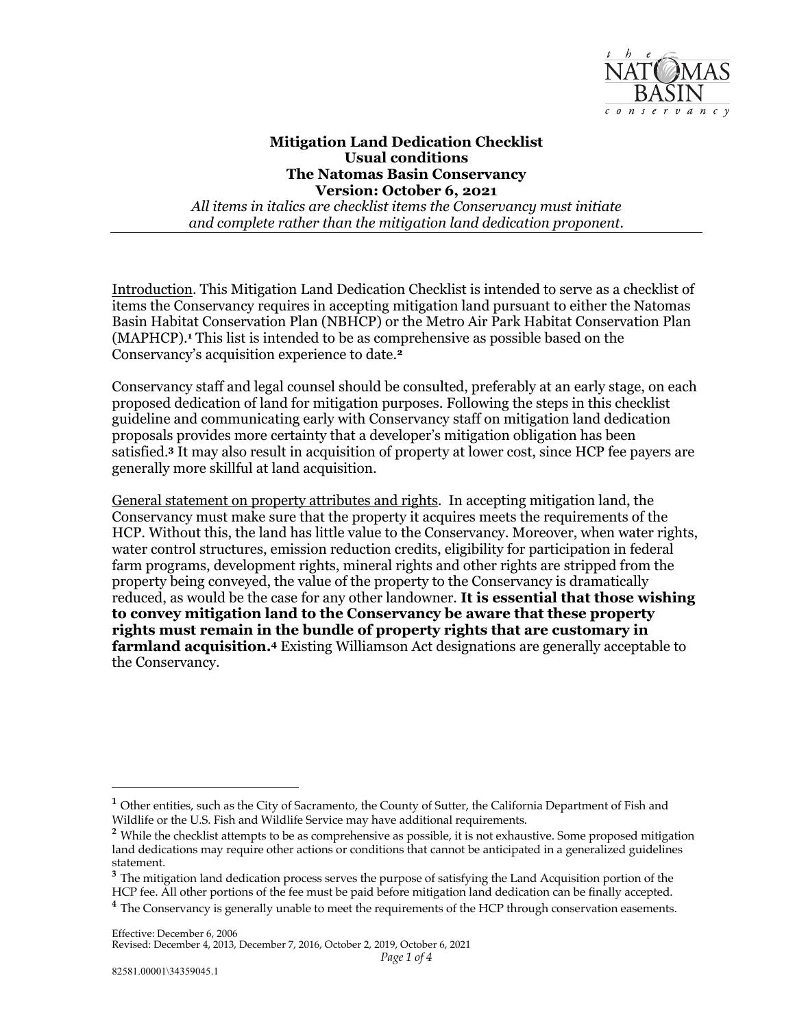**Mitigation Land Dedication Checklist**
**Usual conditions**
**The Natomas Basin Conservancy**
**Version: October 6, 2021**

*All items in italics are checklist items the Conservancy must initiate and complete rather than the mitigation land dedication proponent.*

---

Introduction. This Mitigation Land Dedication Checklist is intended to serve as a checklist of items the Conservancy requires in accepting mitigation land pursuant to either the Natomas Basin Habitat Conservation Plan (NBHCP) or the Metro Air Park Habitat Conservation Plan (MAPHCP).[1] This list is intended to be as comprehensive as possible based on the Conservancy's acquisition experience to date.[2]

Conservancy staff and legal counsel should be consulted, preferably at an early stage, on each proposed dedication of land for mitigation purposes. Following the steps in this checklist guideline and communicating early with Conservancy staff on mitigation land dedication proposals provides more certainty that a developer's mitigation obligation has been satisfied.[3] It may also result in acquisition of property at lower cost, since HCP fee payers are generally more skillful at land acquisition.

General statement on property attributes and rights. In accepting mitigation land, the Conservancy must make sure that the property it acquires meets the requirements of the HCP. Without this, the land has little value to the Conservancy. Moreover, when water rights, water control structures, emission reduction credits, eligibility for participation in federal farm programs, development rights, mineral rights and other rights are stripped from the property being conveyed, the value of the property to the Conservancy is dramatically reduced, as would be the case for any other landowner. **It is essential that those wishing to convey mitigation land to the Conservancy be aware that these property rights must remain in the bundle of property rights that are customary in farmland acquisition.**[4] Existing Williamson Act designations are generally acceptable to the Conservancy.

---

[1] Other entities, such as the City of Sacramento, the County of Sutter, the California Department of Fish and Wildlife or the U.S. Fish and Wildlife Service may have additional requirements.

[2] While the checklist attempts to be as comprehensive as possible, it is not exhaustive. Some proposed mitigation land dedications may require other actions or conditions that cannot be anticipated in a generalized guidelines statement.

[3] The mitigation land dedication process serves the purpose of satisfying the Land Acquisition portion of the HCP fee. All other portions of the fee must be paid before mitigation land dedication can be finally accepted.

[4] The Conservancy is generally unable to meet the requirements of the HCP through conservation easements.

Effective: December 6, 2006
Revised: December 4, 2013, December 7, 2016, October 2, 2019, October 6, 2021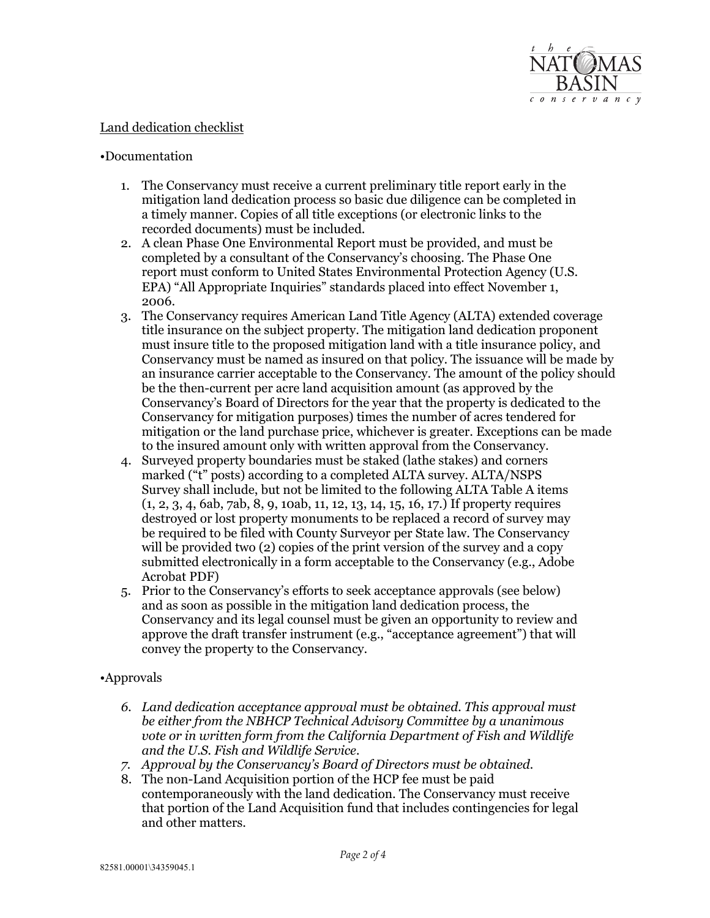Land dedication checklist

•Documentation

1. The Conservancy must receive a current preliminary title report early in the mitigation land dedication process so basic due diligence can be completed in a timely manner. Copies of all title exceptions (or electronic links to the recorded documents) must be included.
2. A clean Phase One Environmental Report must be provided, and must be completed by a consultant of the Conservancy's choosing. The Phase One report must conform to United States Environmental Protection Agency (U.S. EPA) "All Appropriate Inquiries" standards placed into effect November 1, 2006.
3. The Conservancy requires American Land Title Agency (ALTA) extended coverage title insurance on the subject property. The mitigation land dedication proponent must insure title to the proposed mitigation land with a title insurance policy, and Conservancy must be named as insured on that policy. The issuance will be made by an insurance carrier acceptable to the Conservancy. The amount of the policy should be the then-current per acre land acquisition amount (as approved by the Conservancy's Board of Directors for the year that the property is dedicated to the Conservancy for mitigation purposes) times the number of acres tendered for mitigation or the land purchase price, whichever is greater. Exceptions can be made to the insured amount only with written approval from the Conservancy.
4. Surveyed property boundaries must be staked (lathe stakes) and corners marked ("t" posts) according to a completed ALTA survey. ALTA/NSPS Survey shall include, but not be limited to the following ALTA Table A items (1, 2, 3, 4, 6ab, 7ab, 8, 9, 10ab, 11, 12, 13, 14, 15, 16, 17.) If property requires destroyed or lost property monuments to be replaced a record of survey may be required to be filed with County Surveyor per State law. The Conservancy will be provided two (2) copies of the print version of the survey and a copy submitted electronically in a form acceptable to the Conservancy (e.g., Adobe Acrobat PDF)
5. Prior to the Conservancy's efforts to seek acceptance approvals (see below) and as soon as possible in the mitigation land dedication process, the Conservancy and its legal counsel must be given an opportunity to review and approve the draft transfer instrument (e.g., "acceptance agreement") that will convey the property to the Conservancy.

•Approvals

6. *Land dedication acceptance approval must be obtained. This approval must be either from the NBHCP Technical Advisory Committee by a unanimous vote or in written form from the California Department of Fish and Wildlife and the U.S. Fish and Wildlife Service.*
7. *Approval by the Conservancy's Board of Directors must be obtained.*
8. The non-Land Acquisition portion of the HCP fee must be paid contemporaneously with the land dedication. The Conservancy must receive that portion of the Land Acquisition fund that includes contingencies for legal and other matters.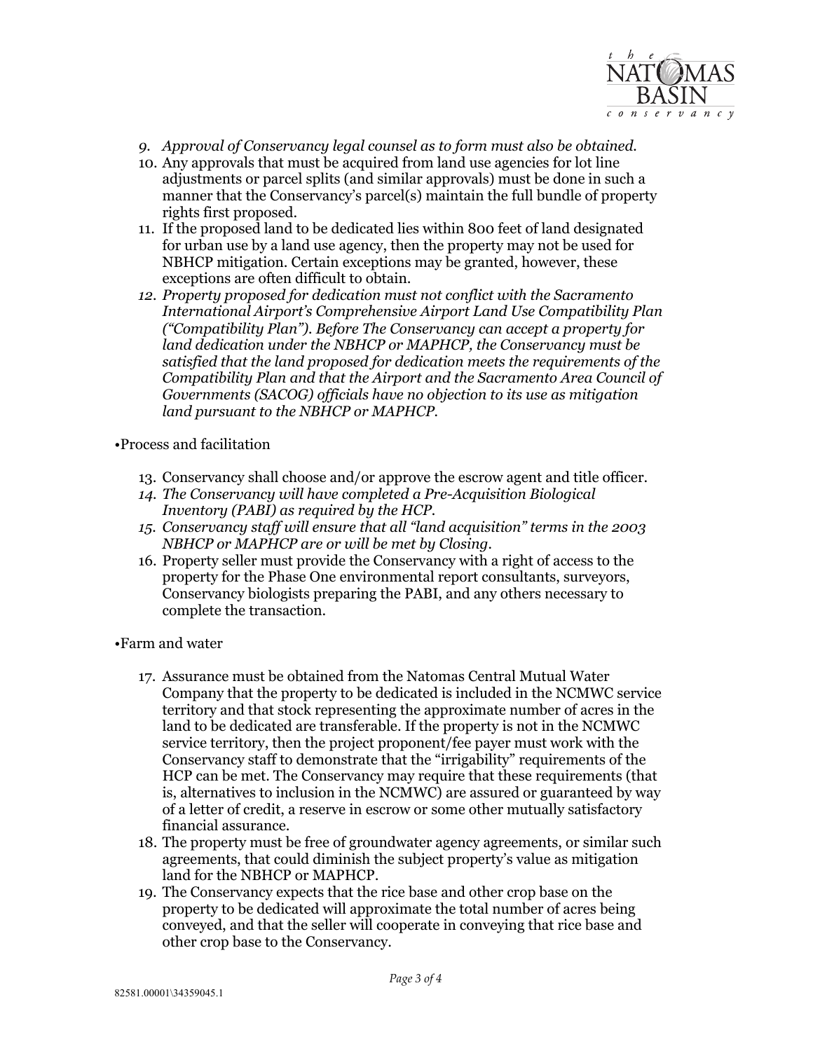9. *Approval of Conservancy legal counsel as to form must also be obtained.*
10. Any approvals that must be acquired from land use agencies for lot line adjustments or parcel splits (and similar approvals) must be done in such a manner that the Conservancy's parcel(s) maintain the full bundle of property rights first proposed.
11. If the proposed land to be dedicated lies within 800 feet of land designated for urban use by a land use agency, then the property may not be used for NBHCP mitigation. Certain exceptions may be granted, however, these exceptions are often difficult to obtain.
12. *Property proposed for dedication must not conflict with the Sacramento International Airport's Comprehensive Airport Land Use Compatibility Plan ("Compatibility Plan"). Before The Conservancy can accept a property for land dedication under the NBHCP or MAPHCP, the Conservancy must be satisfied that the land proposed for dedication meets the requirements of the Compatibility Plan and that the Airport and the Sacramento Area Council of Governments (SACOG) officials have no objection to its use as mitigation land pursuant to the NBHCP or MAPHCP.*

•Process and facilitation

13. Conservancy shall choose and/or approve the escrow agent and title officer.
14. *The Conservancy will have completed a Pre-Acquisition Biological Inventory (PABI) as required by the HCP.*
15. *Conservancy staff will ensure that all "land acquisition" terms in the 2003 NBHCP or MAPHCP are or will be met by Closing.*
16. Property seller must provide the Conservancy with a right of access to the property for the Phase One environmental report consultants, surveyors, Conservancy biologists preparing the PABI, and any others necessary to complete the transaction.

•Farm and water

17. Assurance must be obtained from the Natomas Central Mutual Water Company that the property to be dedicated is included in the NCMWC service territory and that stock representing the approximate number of acres in the land to be dedicated are transferable. If the property is not in the NCMWC service territory, then the project proponent/fee payer must work with the Conservancy staff to demonstrate that the "irrigability" requirements of the HCP can be met. The Conservancy may require that these requirements (that is, alternatives to inclusion in the NCMWC) are assured or guaranteed by way of a letter of credit, a reserve in escrow or some other mutually satisfactory financial assurance.
18. The property must be free of groundwater agency agreements, or similar such agreements, that could diminish the subject property's value as mitigation land for the NBHCP or MAPHCP.
19. The Conservancy expects that the rice base and other crop base on the property to be dedicated will approximate the total number of acres being conveyed, and that the seller will cooperate in conveying that rice base and other crop base to the Conservancy.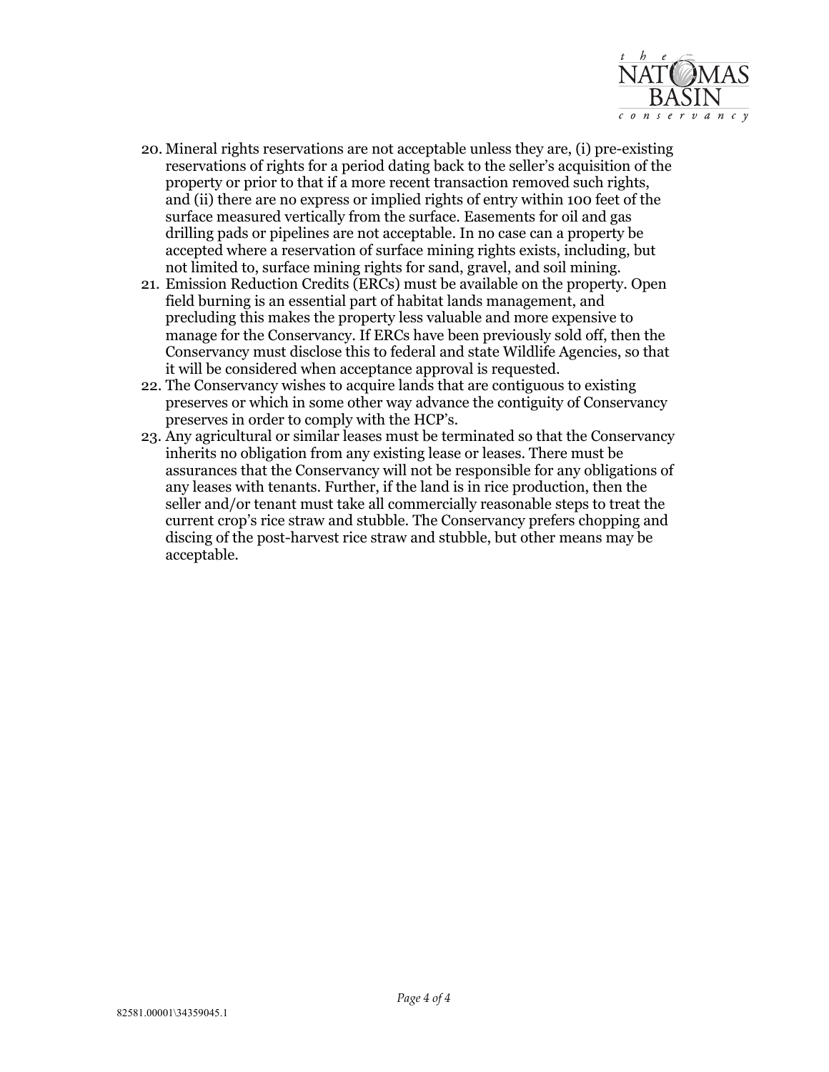20. Mineral rights reservations are not acceptable unless they are, (i) pre-existing reservations of rights for a period dating back to the seller's acquisition of the property or prior to that if a more recent transaction removed such rights, and (ii) there are no express or implied rights of entry within 100 feet of the surface measured vertically from the surface. Easements for oil and gas drilling pads or pipelines are not acceptable. In no case can a property be accepted where a reservation of surface mining rights exists, including, but not limited to, surface mining rights for sand, gravel, and soil mining.
21. Emission Reduction Credits (ERCs) must be available on the property. Open field burning is an essential part of habitat lands management, and precluding this makes the property less valuable and more expensive to manage for the Conservancy. If ERCs have been previously sold off, then the Conservancy must disclose this to federal and state Wildlife Agencies, so that it will be considered when acceptance approval is requested.
22. The Conservancy wishes to acquire lands that are contiguous to existing preserves or which in some other way advance the contiguity of Conservancy preserves in order to comply with the HCP's.
23. Any agricultural or similar leases must be terminated so that the Conservancy inherits no obligation from any existing lease or leases. There must be assurances that the Conservancy will not be responsible for any obligations of any leases with tenants. Further, if the land is in rice production, then the seller and/or tenant must take all commercially reasonable steps to treat the current crop's rice straw and stubble. The Conservancy prefers chopping and discing of the post-harvest rice straw and stubble, but other means may be acceptable.